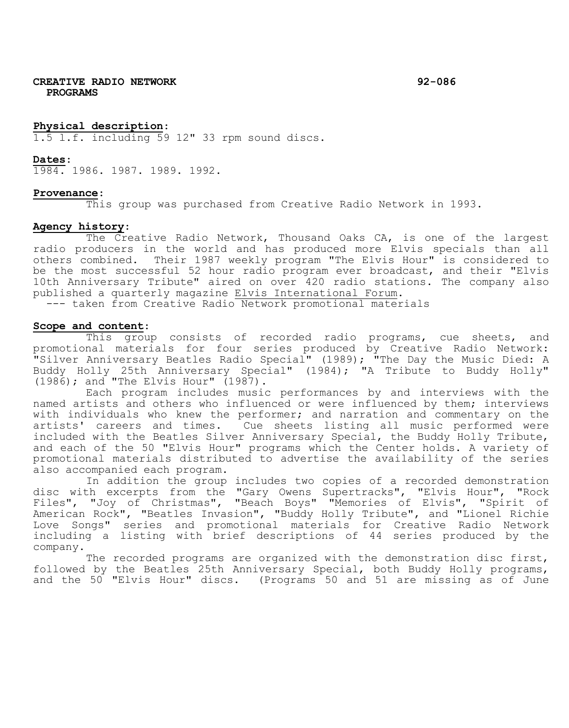**CREATIVE RADIO NETWORK** **92-086**
**PROGRAMS**

**Physical description:**
1.5 l.f. including 59 12" 33 rpm sound discs.

**Dates:**
1984. 1986. 1987. 1989. 1992.

**Provenance:**
This group was purchased from Creative Radio Network in 1993.

**Agency history:**
The Creative Radio Network, Thousand Oaks CA, is one of the largest radio producers in the world and has produced more Elvis specials than all others combined. Their 1987 weekly program "The Elvis Hour" is considered to be the most successful 52 hour radio program ever broadcast, and their "Elvis 10th Anniversary Tribute" aired on over 420 radio stations. The company also published a quarterly magazine Elvis International Forum.
--- taken from Creative Radio Network promotional materials

**Scope and content:**
This group consists of recorded radio programs, cue sheets, and promotional materials for four series produced by Creative Radio Network: "Silver Anniversary Beatles Radio Special" (1989); "The Day the Music Died: A Buddy Holly 25th Anniversary Special" (1984); "A Tribute to Buddy Holly" (1986); and "The Elvis Hour" (1987).

Each program includes music performances by and interviews with the named artists and others who influenced or were influenced by them; interviews with individuals who knew the performer; and narration and commentary on the artists' careers and times. Cue sheets listing all music performed were included with the Beatles Silver Anniversary Special, the Buddy Holly Tribute, and each of the 50 "Elvis Hour" programs which the Center holds. A variety of promotional materials distributed to advertise the availability of the series also accompanied each program.

In addition the group includes two copies of a recorded demonstration disc with excerpts from the "Gary Owens Supertracks", "Elvis Hour", "Rock Files", "Joy of Christmas", "Beach Boys" "Memories of Elvis", "Spirit of American Rock", "Beatles Invasion", "Buddy Holly Tribute", and "Lionel Richie Love Songs" series and promotional materials for Creative Radio Network including a listing with brief descriptions of 44 series produced by the company.

The recorded programs are organized with the demonstration disc first, followed by the Beatles 25th Anniversary Special, both Buddy Holly programs, and the 50 "Elvis Hour" discs. (Programs 50 and 51 are missing as of June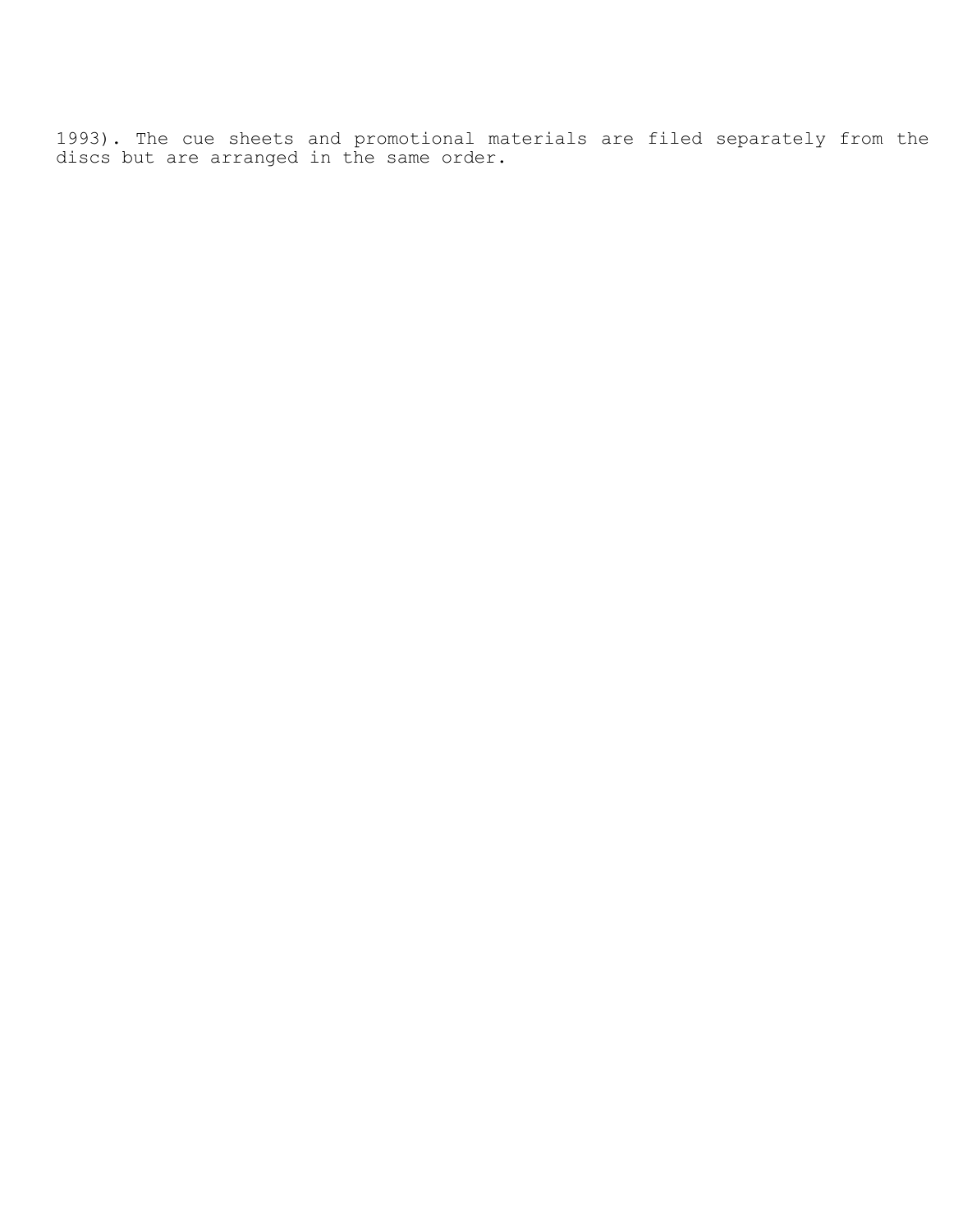1993). The cue sheets and promotional materials are filed separately from the discs but are arranged in the same order.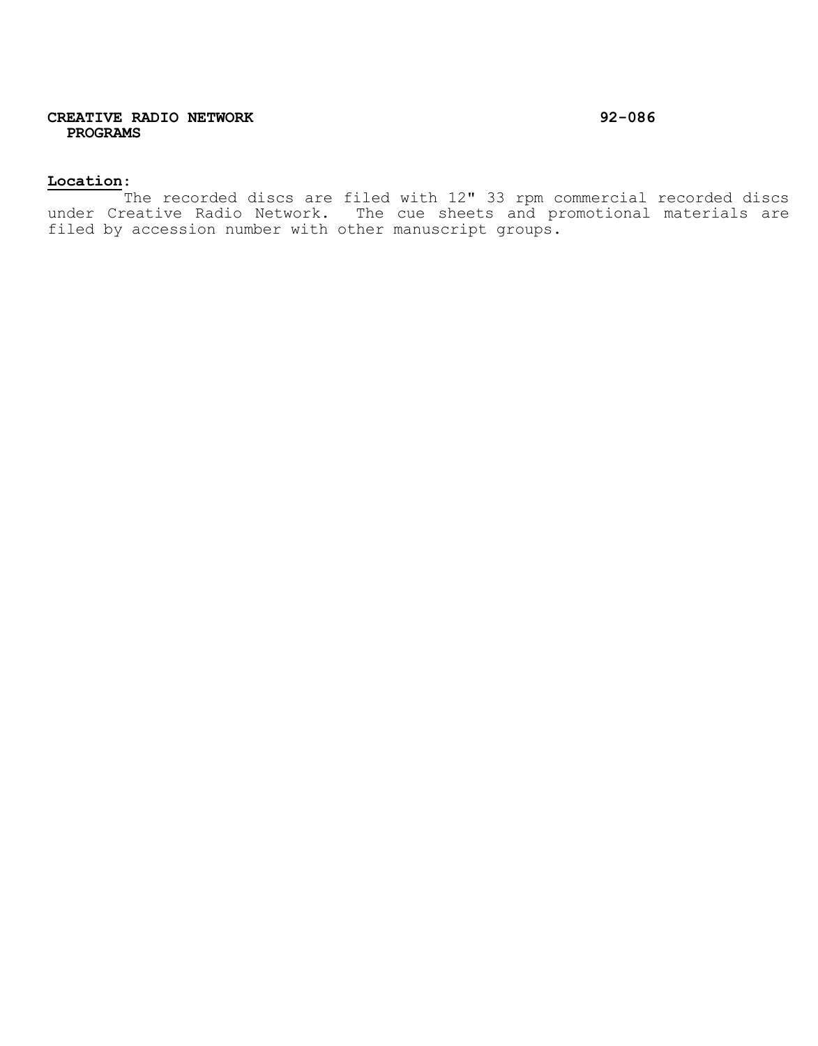**Location**:

The recorded discs are filed with 12" 33 rpm commercial recorded discs under Creative Radio Network. The cue sheets and promotional materials are filed by accession number with other manuscript groups.